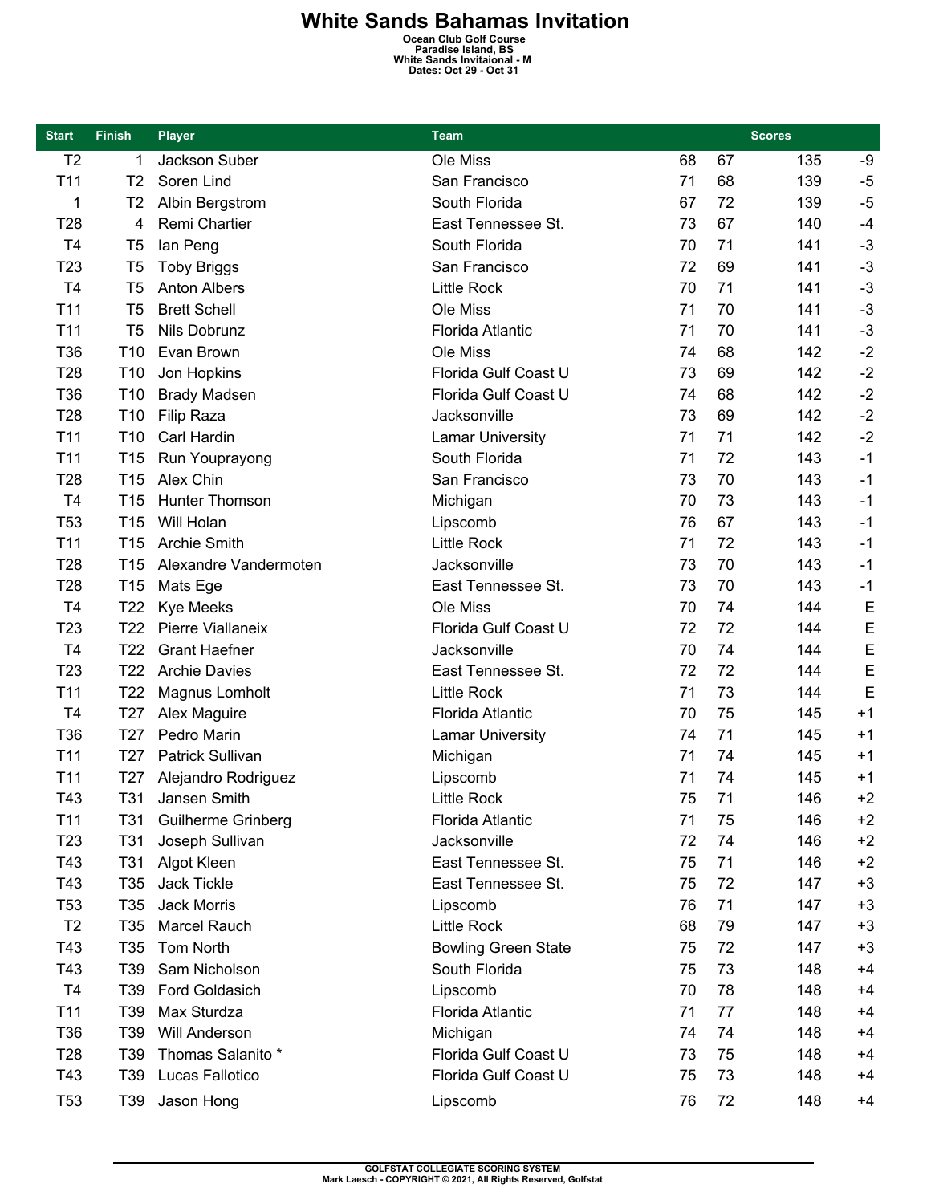# White Sands Bahamas Invitation

**Ocean Club Golf Course**
**Paradise Island, BS**
**White Sands Invitaional - M**
**Dates: Oct 29 - Oct 31**

| Start | Finish | Player | Team | Scores | | | |
|---|---|---|---|---|---|---|---|
| T2 | 1 | Jackson Suber | Ole Miss | 68 | 67 | 135 | -9 |
| T11 | T2 | Soren Lind | San Francisco | 71 | 68 | 139 | -5 |
| 1 | T2 | Albin Bergstrom | South Florida | 67 | 72 | 139 | -5 |
| T28 | 4 | Remi Chartier | East Tennessee St. | 73 | 67 | 140 | -4 |
| T4 | T5 | Ian Peng | South Florida | 70 | 71 | 141 | -3 |
| T23 | T5 | Toby Briggs | San Francisco | 72 | 69 | 141 | -3 |
| T4 | T5 | Anton Albers | Little Rock | 70 | 71 | 141 | -3 |
| T11 | T5 | Brett Schell | Ole Miss | 71 | 70 | 141 | -3 |
| T11 | T5 | Nils Dobrunz | Florida Atlantic | 71 | 70 | 141 | -3 |
| T36 | T10 | Evan Brown | Ole Miss | 74 | 68 | 142 | -2 |
| T28 | T10 | Jon Hopkins | Florida Gulf Coast U | 73 | 69 | 142 | -2 |
| T36 | T10 | Brady Madsen | Florida Gulf Coast U | 74 | 68 | 142 | -2 |
| T28 | T10 | Filip Raza | Jacksonville | 73 | 69 | 142 | -2 |
| T11 | T10 | Carl Hardin | Lamar University | 71 | 71 | 142 | -2 |
| T11 | T15 | Run Youprayong | South Florida | 71 | 72 | 143 | -1 |
| T28 | T15 | Alex Chin | San Francisco | 73 | 70 | 143 | -1 |
| T4 | T15 | Hunter Thomson | Michigan | 70 | 73 | 143 | -1 |
| T53 | T15 | Will Holan | Lipscomb | 76 | 67 | 143 | -1 |
| T11 | T15 | Archie Smith | Little Rock | 71 | 72 | 143 | -1 |
| T28 | T15 | Alexandre Vandermoten | Jacksonville | 73 | 70 | 143 | -1 |
| T28 | T15 | Mats Ege | East Tennessee St. | 73 | 70 | 143 | -1 |
| T4 | T22 | Kye Meeks | Ole Miss | 70 | 74 | 144 | E |
| T23 | T22 | Pierre Viallaneix | Florida Gulf Coast U | 72 | 72 | 144 | E |
| T4 | T22 | Grant Haefner | Jacksonville | 70 | 74 | 144 | E |
| T23 | T22 | Archie Davies | East Tennessee St. | 72 | 72 | 144 | E |
| T11 | T22 | Magnus Lomholt | Little Rock | 71 | 73 | 144 | E |
| T4 | T27 | Alex Maguire | Florida Atlantic | 70 | 75 | 145 | +1 |
| T36 | T27 | Pedro Marin | Lamar University | 74 | 71 | 145 | +1 |
| T11 | T27 | Patrick Sullivan | Michigan | 71 | 74 | 145 | +1 |
| T11 | T27 | Alejandro Rodriguez | Lipscomb | 71 | 74 | 145 | +1 |
| T43 | T31 | Jansen Smith | Little Rock | 75 | 71 | 146 | +2 |
| T11 | T31 | Guilherme Grinberg | Florida Atlantic | 71 | 75 | 146 | +2 |
| T23 | T31 | Joseph Sullivan | Jacksonville | 72 | 74 | 146 | +2 |
| T43 | T31 | Algot Kleen | East Tennessee St. | 75 | 71 | 146 | +2 |
| T43 | T35 | Jack Tickle | East Tennessee St. | 75 | 72 | 147 | +3 |
| T53 | T35 | Jack Morris | Lipscomb | 76 | 71 | 147 | +3 |
| T2 | T35 | Marcel Rauch | Little Rock | 68 | 79 | 147 | +3 |
| T43 | T35 | Tom North | Bowling Green State | 75 | 72 | 147 | +3 |
| T43 | T39 | Sam Nicholson | South Florida | 75 | 73 | 148 | +4 |
| T4 | T39 | Ford Goldasich | Lipscomb | 70 | 78 | 148 | +4 |
| T11 | T39 | Max Sturdza | Florida Atlantic | 71 | 77 | 148 | +4 |
| T36 | T39 | Will Anderson | Michigan | 74 | 74 | 148 | +4 |
| T28 | T39 | Thomas Salanito * | Florida Gulf Coast U | 73 | 75 | 148 | +4 |
| T43 | T39 | Lucas Fallotico | Florida Gulf Coast U | 75 | 73 | 148 | +4 |
| T53 | T39 | Jason Hong | Lipscomb | 76 | 72 | 148 | +4 |

GOLFSTAT COLLEGIATE SCORING SYSTEM
Mark Laesch - COPYRIGHT © 2021, All Rights Reserved, Golfstat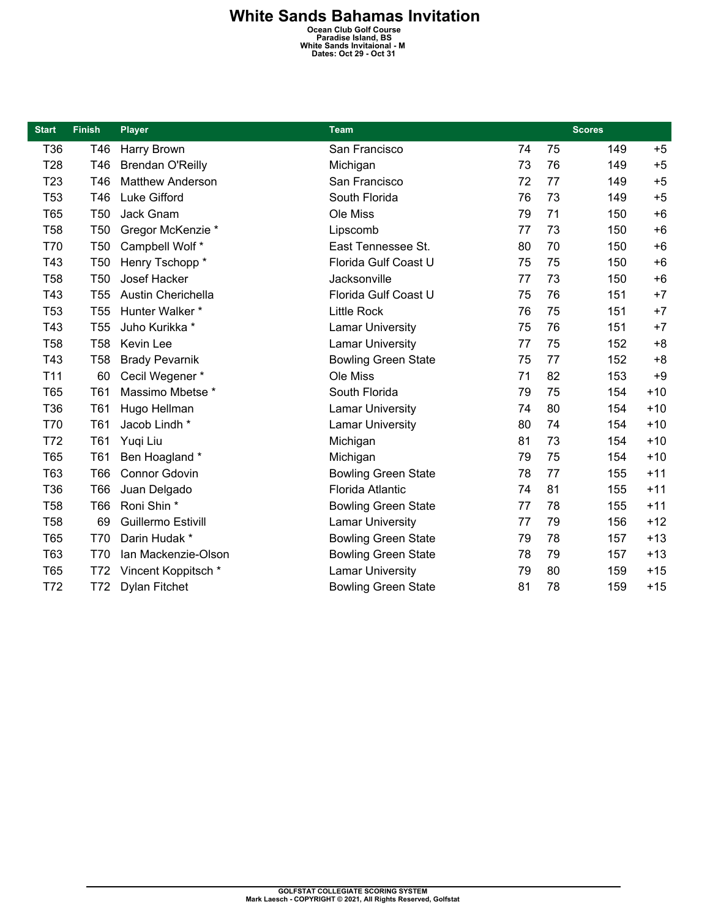# White Sands Bahamas Invitation

**Ocean Club Golf Course**
**Paradise Island, BS**
**White Sands Invitaional - M**
**Dates: Oct 29 - Oct 31**

| Start | Finish | Player | Team | Scores | | | |
|---|---|---|---|---|---|---|---|
| T36 | T46 | Harry Brown | San Francisco | 74 | 75 | 149 | +5 |
| T28 | T46 | Brendan O'Reilly | Michigan | 73 | 76 | 149 | +5 |
| T23 | T46 | Matthew Anderson | San Francisco | 72 | 77 | 149 | +5 |
| T53 | T46 | Luke Gifford | South Florida | 76 | 73 | 149 | +5 |
| T65 | T50 | Jack Gnam | Ole Miss | 79 | 71 | 150 | +6 |
| T58 | T50 | Gregor McKenzie * | Lipscomb | 77 | 73 | 150 | +6 |
| T70 | T50 | Campbell Wolf * | East Tennessee St. | 80 | 70 | 150 | +6 |
| T43 | T50 | Henry Tschopp * | Florida Gulf Coast U | 75 | 75 | 150 | +6 |
| T58 | T50 | Josef Hacker | Jacksonville | 77 | 73 | 150 | +6 |
| T43 | T55 | Austin Cherichella | Florida Gulf Coast U | 75 | 76 | 151 | +7 |
| T53 | T55 | Hunter Walker * | Little Rock | 76 | 75 | 151 | +7 |
| T43 | T55 | Juho Kurikka * | Lamar University | 75 | 76 | 151 | +7 |
| T58 | T58 | Kevin Lee | Lamar University | 77 | 75 | 152 | +8 |
| T43 | T58 | Brady Pevarnik | Bowling Green State | 75 | 77 | 152 | +8 |
| T11 | 60 | Cecil Wegener * | Ole Miss | 71 | 82 | 153 | +9 |
| T65 | T61 | Massimo Mbetse * | South Florida | 79 | 75 | 154 | +10 |
| T36 | T61 | Hugo Hellman | Lamar University | 74 | 80 | 154 | +10 |
| T70 | T61 | Jacob Lindh * | Lamar University | 80 | 74 | 154 | +10 |
| T72 | T61 | Yuqi Liu | Michigan | 81 | 73 | 154 | +10 |
| T65 | T61 | Ben Hoagland * | Michigan | 79 | 75 | 154 | +10 |
| T63 | T66 | Connor Gdovin | Bowling Green State | 78 | 77 | 155 | +11 |
| T36 | T66 | Juan Delgado | Florida Atlantic | 74 | 81 | 155 | +11 |
| T58 | T66 | Roni Shin * | Bowling Green State | 77 | 78 | 155 | +11 |
| T58 | 69 | Guillermo Estivill | Lamar University | 77 | 79 | 156 | +12 |
| T65 | T70 | Darin Hudak * | Bowling Green State | 79 | 78 | 157 | +13 |
| T63 | T70 | Ian Mackenzie-Olson | Bowling Green State | 78 | 79 | 157 | +13 |
| T65 | T72 | Vincent Koppitsch * | Lamar University | 79 | 80 | 159 | +15 |
| T72 | T72 | Dylan Fitchet | Bowling Green State | 81 | 78 | 159 | +15 |